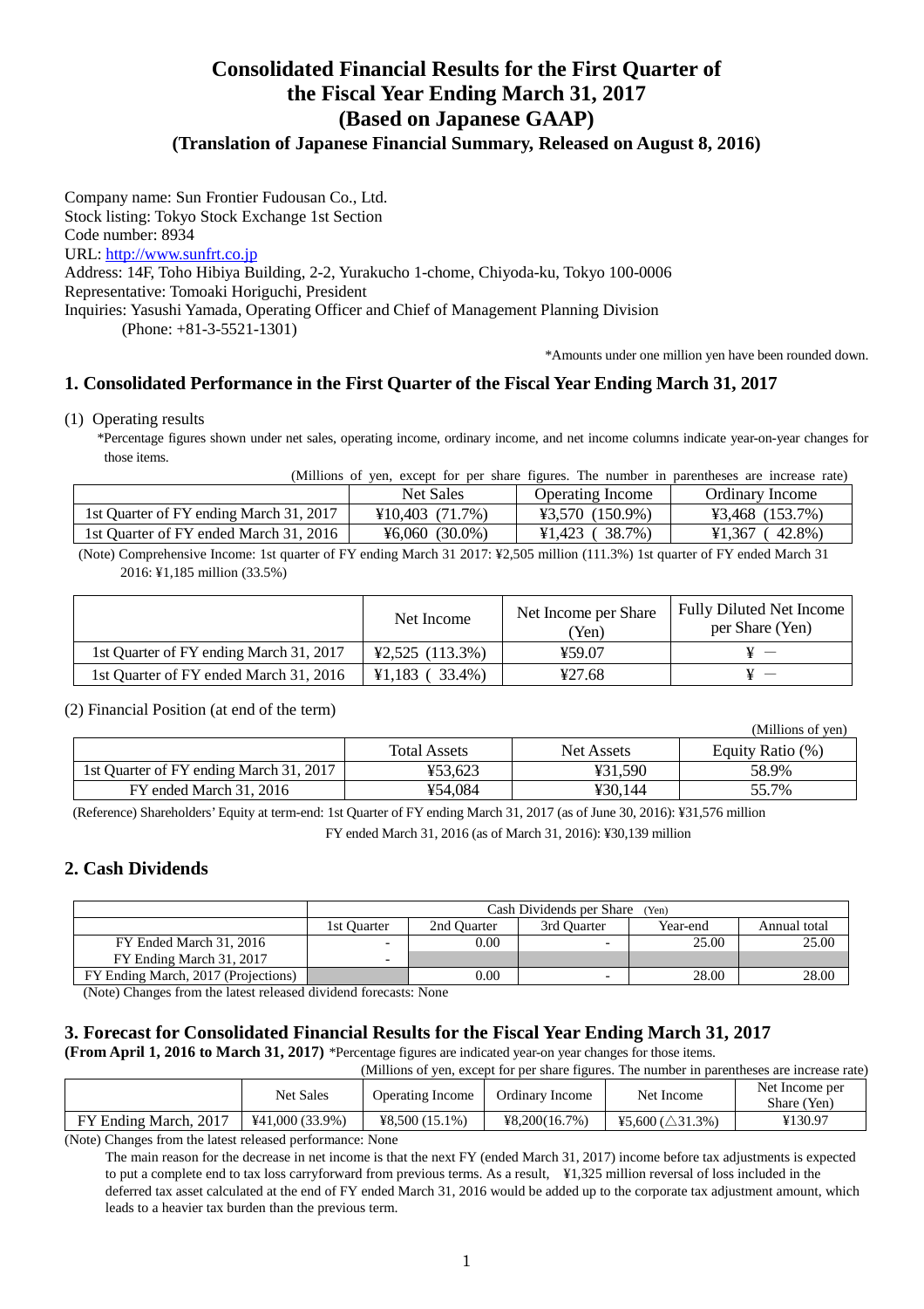# Consolidated Financial Results for the First Quarter of the Fiscal Year Ending March 31, 2017 (Based on Japanese GAAP)

### (Translation of Japanese Financial Summary, Released on August 8, 2016)

Company name: Sun Frontier Fudousan Co., Ltd.
Stock listing: Tokyo Stock Exchange 1st Section
Code number: 8934
URL: http://www.sunfrt.co.jp
Address: 14F, Toho Hibiya Building, 2-2, Yurakucho 1-chome, Chiyoda-ku, Tokyo 100-0006
Representative: Tomoaki Horiguchi, President
Inquiries: Yasushi Yamada, Operating Officer and Chief of Management Planning Division
(Phone: +81-3-5521-1301)

*Amounts under one million yen have been rounded down.

## 1. Consolidated Performance in the First Quarter of the Fiscal Year Ending March 31, 2017

(1) Operating results

*Percentage figures shown under net sales, operating income, ordinary income, and net income columns indicate year-on-year changes for those items.

(Millions of yen, except for per share figures. The number in parentheses are increase rate)

| | Net Sales | Operating Income | Ordinary Income |
|---|---|---|---|
| 1st Quarter of FY ending March 31, 2017 | ¥10,403 (71.7%) | ¥3,570 (150.9%) | ¥3,468 (153.7%) |
| 1st Quarter of FY ended March 31, 2016 | ¥6,060 (30.0%) | ¥1,423 ( 38.7%) | ¥1,367 ( 42.8%) |

(Note) Comprehensive Income: 1st quarter of FY ending March 31 2017: ¥2,505 million (111.3%) 1st quarter of FY ended March 31 2016: ¥1,185 million (33.5%)

| | Net Income | Net Income per Share (Yen) | Fully Diluted Net Income per Share (Yen) |
|---|---|---|---|
| 1st Quarter of FY ending March 31, 2017 | ¥2,525 (113.3%) | ¥59.07 | ¥ — |
| 1st Quarter of FY ended March 31, 2016 | ¥1,183 ( 33.4%) | ¥27.68 | ¥ — |

(2) Financial Position (at end of the term)

(Millions of yen)

| | Total Assets | Net Assets | Equity Ratio (%) |
|---|---|---|---|
| 1st Quarter of FY ending March 31, 2017 | ¥53,623 | ¥31,590 | 58.9% |
| FY ended March 31, 2016 | ¥54,084 | ¥30,144 | 55.7% |

(Reference) Shareholders' Equity at term-end: 1st Quarter of FY ending March 31, 2017 (as of June 30, 2016): ¥31,576 million
FY ended March 31, 2016 (as of March 31, 2016): ¥30,139 million

## 2. Cash Dividends

| | Cash Dividends per Share (Yen) | | | | |
|---|---|---|---|---|---|
| | 1st Quarter | 2nd Quarter | 3rd Quarter | Year-end | Annual total |
| FY Ended March 31, 2016 | - | 0.00 | - | 25.00 | 25.00 |
| FY Ending March 31, 2017 | - | | | | |
| FY Ending March, 2017 (Projections) | | 0.00 | - | 28.00 | 28.00 |

(Note) Changes from the latest released dividend forecasts: None

## 3. Forecast for Consolidated Financial Results for the Fiscal Year Ending March 31, 2017

**(From April 1, 2016 to March 31, 2017)** *Percentage figures are indicated year-on year changes for those items.

(Millions of yen, except for per share figures. The number in parentheses are increase rate)

| | Net Sales | Operating Income | Ordinary Income | Net Income | Net Income per Share (Yen) |
|---|---|---|---|---|---|
| FY Ending March, 2017 | ¥41,000 (33.9%) | ¥8,500 (15.1%) | ¥8,200(16.7%) | ¥5,600 (△31.3%) | ¥130.97 |

(Note) Changes from the latest released performance: None

The main reason for the decrease in net income is that the next FY (ended March 31, 2017) income before tax adjustments is expected to put a complete end to tax loss carryforward from previous terms. As a result, ¥1,325 million reversal of loss included in the deferred tax asset calculated at the end of FY ended March 31, 2016 would be added up to the corporate tax adjustment amount, which leads to a heavier tax burden than the previous term.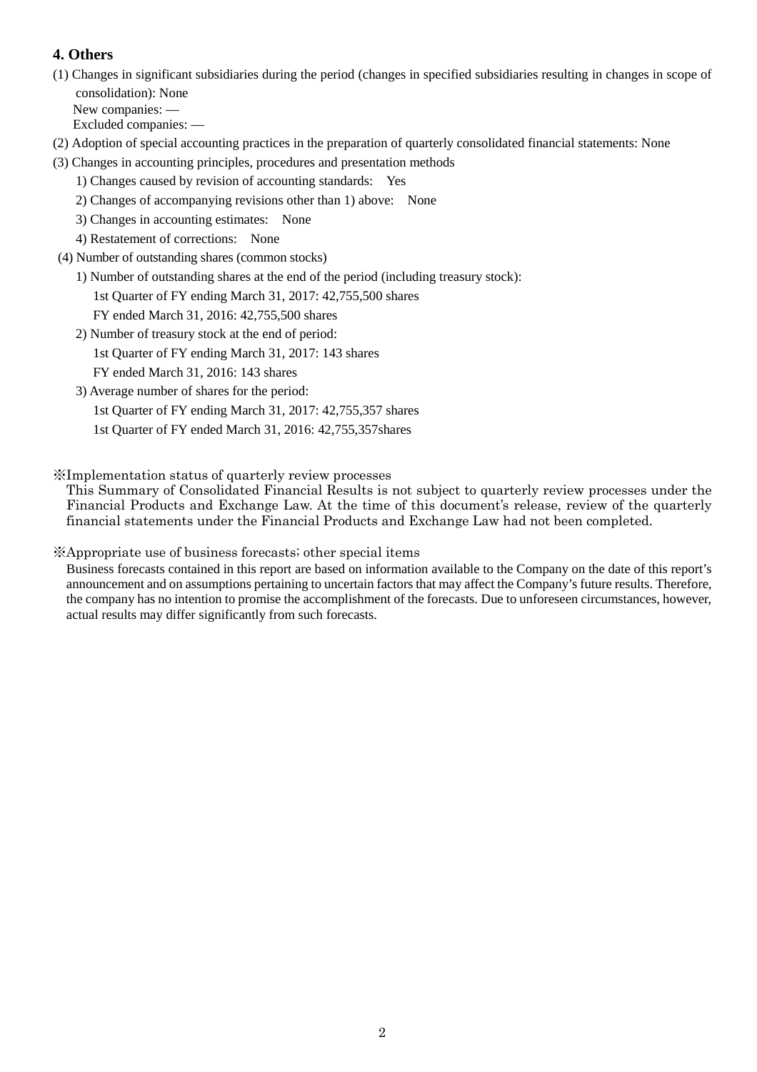**4. Others**

(1) Changes in significant subsidiaries during the period (changes in specified subsidiaries resulting in changes in scope of consolidation): None

New companies: —

Excluded companies: —

(2) Adoption of special accounting practices in the preparation of quarterly consolidated financial statements: None

(3) Changes in accounting principles, procedures and presentation methods

1) Changes caused by revision of accounting standards: Yes

2) Changes of accompanying revisions other than 1) above: None

3) Changes in accounting estimates: None

4) Restatement of corrections: None

(4) Number of outstanding shares (common stocks)

1) Number of outstanding shares at the end of the period (including treasury stock):

1st Quarter of FY ending March 31, 2017: 42,755,500 shares

FY ended March 31, 2016: 42,755,500 shares

2) Number of treasury stock at the end of period:

1st Quarter of FY ending March 31, 2017: 143 shares

FY ended March 31, 2016: 143 shares

3) Average number of shares for the period:

1st Quarter of FY ending March 31, 2017: 42,755,357 shares

1st Quarter of FY ended March 31, 2016: 42,755,357shares

※Implementation status of quarterly review processes

This Summary of Consolidated Financial Results is not subject to quarterly review processes under the Financial Products and Exchange Law. At the time of this document's release, review of the quarterly financial statements under the Financial Products and Exchange Law had not been completed.

※Appropriate use of business forecasts; other special items

Business forecasts contained in this report are based on information available to the Company on the date of this report's announcement and on assumptions pertaining to uncertain factors that may affect the Company's future results. Therefore, the company has no intention to promise the accomplishment of the forecasts. Due to unforeseen circumstances, however, actual results may differ significantly from such forecasts.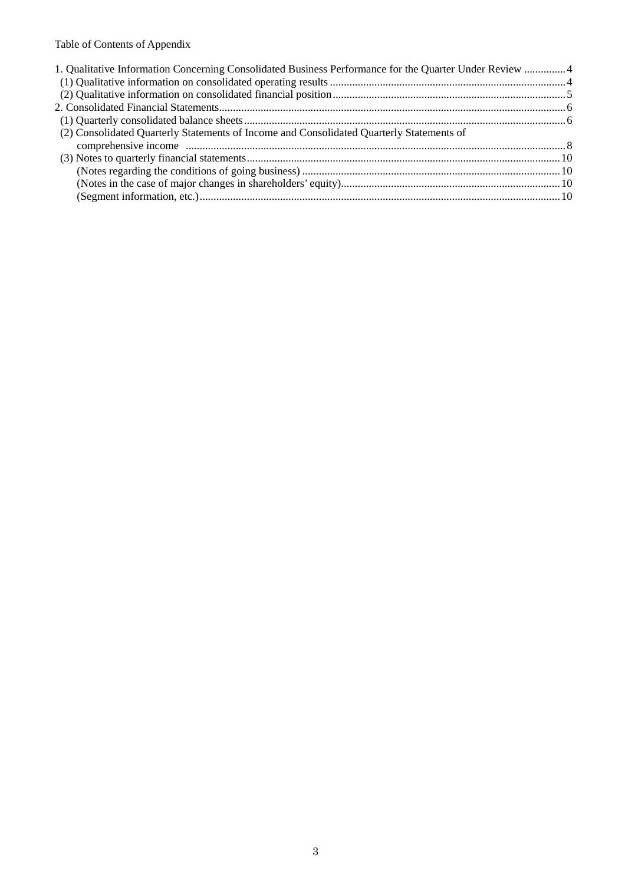Table of Contents of Appendix

1. Qualitative Information Concerning Consolidated Business Performance for the Quarter Under Review ............... 4
   (1) Qualitative information on consolidated operating results ............... 4
   (2) Qualitative information on consolidated financial position ............... 5
2. Consolidated Financial Statements ............... 6
   (1) Quarterly consolidated balance sheets ............... 6
   (2) Consolidated Quarterly Statements of Income and Consolidated Quarterly Statements of comprehensive income ............... 8
   (3) Notes to quarterly financial statements ............... 10
      (Notes regarding the conditions of going business) ............... 10
      (Notes in the case of major changes in shareholders' equity) ............... 10
      (Segment information, etc.) ............... 10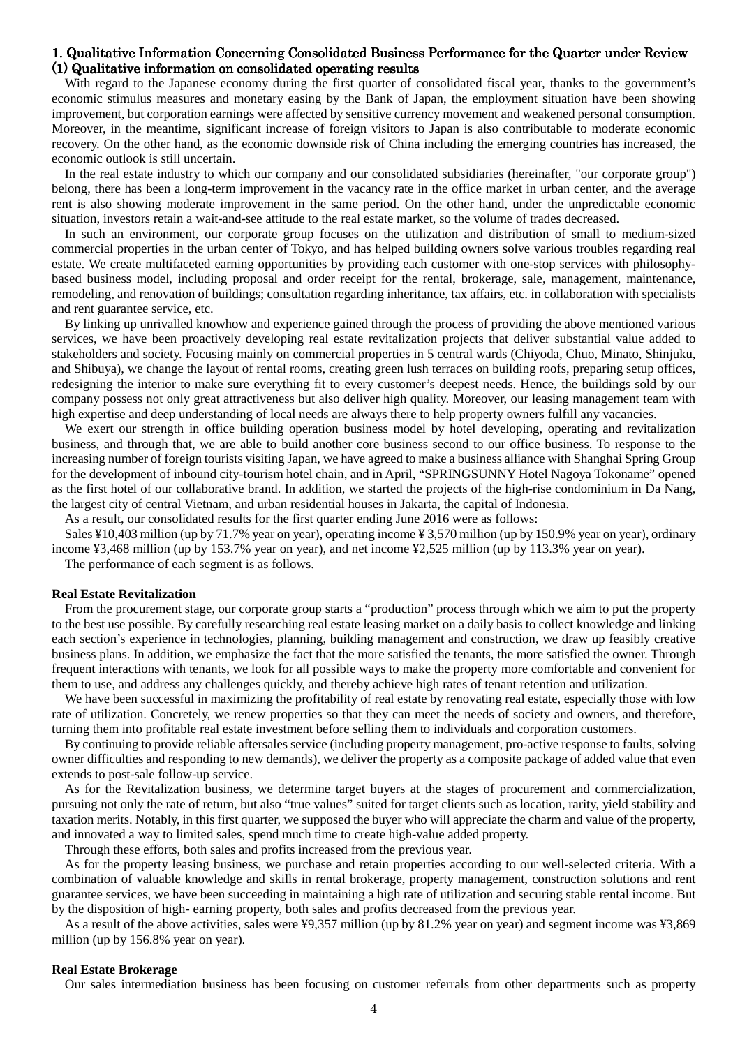## 1. Qualitative Information Concerning Consolidated Business Performance for the Quarter under Review

### (1) Qualitative information on consolidated operating results

With regard to the Japanese economy during the first quarter of consolidated fiscal year, thanks to the government's economic stimulus measures and monetary easing by the Bank of Japan, the employment situation have been showing improvement, but corporation earnings were affected by sensitive currency movement and weakened personal consumption. Moreover, in the meantime, significant increase of foreign visitors to Japan is also contributable to moderate economic recovery. On the other hand, as the economic downside risk of China including the emerging countries has increased, the economic outlook is still uncertain.

In the real estate industry to which our company and our consolidated subsidiaries (hereinafter, "our corporate group") belong, there has been a long-term improvement in the vacancy rate in the office market in urban center, and the average rent is also showing moderate improvement in the same period. On the other hand, under the unpredictable economic situation, investors retain a wait-and-see attitude to the real estate market, so the volume of trades decreased.

In such an environment, our corporate group focuses on the utilization and distribution of small to medium-sized commercial properties in the urban center of Tokyo, and has helped building owners solve various troubles regarding real estate. We create multifaceted earning opportunities by providing each customer with one-stop services with philosophy-based business model, including proposal and order receipt for the rental, brokerage, sale, management, maintenance, remodeling, and renovation of buildings; consultation regarding inheritance, tax affairs, etc. in collaboration with specialists and rent guarantee service, etc.

By linking up unrivalled knowhow and experience gained through the process of providing the above mentioned various services, we have been proactively developing real estate revitalization projects that deliver substantial value added to stakeholders and society. Focusing mainly on commercial properties in 5 central wards (Chiyoda, Chuo, Minato, Shinjuku, and Shibuya), we change the layout of rental rooms, creating green lush terraces on building roofs, preparing setup offices, redesigning the interior to make sure everything fit to every customer's deepest needs. Hence, the buildings sold by our company possess not only great attractiveness but also deliver high quality. Moreover, our leasing management team with high expertise and deep understanding of local needs are always there to help property owners fulfill any vacancies.

We exert our strength in office building operation business model by hotel developing, operating and revitalization business, and through that, we are able to build another core business second to our office business. To response to the increasing number of foreign tourists visiting Japan, we have agreed to make a business alliance with Shanghai Spring Group for the development of inbound city-tourism hotel chain, and in April, "SPRINGSUNNY Hotel Nagoya Tokoname" opened as the first hotel of our collaborative brand. In addition, we started the projects of the high-rise condominium in Da Nang, the largest city of central Vietnam, and urban residential houses in Jakarta, the capital of Indonesia.

As a result, our consolidated results for the first quarter ending June 2016 were as follows:

Sales ¥10,403 million (up by 71.7% year on year), operating income ¥ 3,570 million (up by 150.9% year on year), ordinary income ¥3,468 million (up by 153.7% year on year), and net income ¥2,525 million (up by 113.3% year on year).

The performance of each segment is as follows.

**Real Estate Revitalization**

From the procurement stage, our corporate group starts a "production" process through which we aim to put the property to the best use possible. By carefully researching real estate leasing market on a daily basis to collect knowledge and linking each section's experience in technologies, planning, building management and construction, we draw up feasibly creative business plans. In addition, we emphasize the fact that the more satisfied the tenants, the more satisfied the owner. Through frequent interactions with tenants, we look for all possible ways to make the property more comfortable and convenient for them to use, and address any challenges quickly, and thereby achieve high rates of tenant retention and utilization.

We have been successful in maximizing the profitability of real estate by renovating real estate, especially those with low rate of utilization. Concretely, we renew properties so that they can meet the needs of society and owners, and therefore, turning them into profitable real estate investment before selling them to individuals and corporation customers.

By continuing to provide reliable aftersales service (including property management, pro-active response to faults, solving owner difficulties and responding to new demands), we deliver the property as a composite package of added value that even extends to post-sale follow-up service.

As for the Revitalization business, we determine target buyers at the stages of procurement and commercialization, pursuing not only the rate of return, but also "true values" suited for target clients such as location, rarity, yield stability and taxation merits. Notably, in this first quarter, we supposed the buyer who will appreciate the charm and value of the property, and innovated a way to limited sales, spend much time to create high-value added property.

Through these efforts, both sales and profits increased from the previous year.

As for the property leasing business, we purchase and retain properties according to our well-selected criteria. With a combination of valuable knowledge and skills in rental brokerage, property management, construction solutions and rent guarantee services, we have been succeeding in maintaining a high rate of utilization and securing stable rental income. But by the disposition of high- earning property, both sales and profits decreased from the previous year.

As a result of the above activities, sales were ¥9,357 million (up by 81.2% year on year) and segment income was ¥3,869 million (up by 156.8% year on year).

**Real Estate Brokerage**

Our sales intermediation business has been focusing on customer referrals from other departments such as property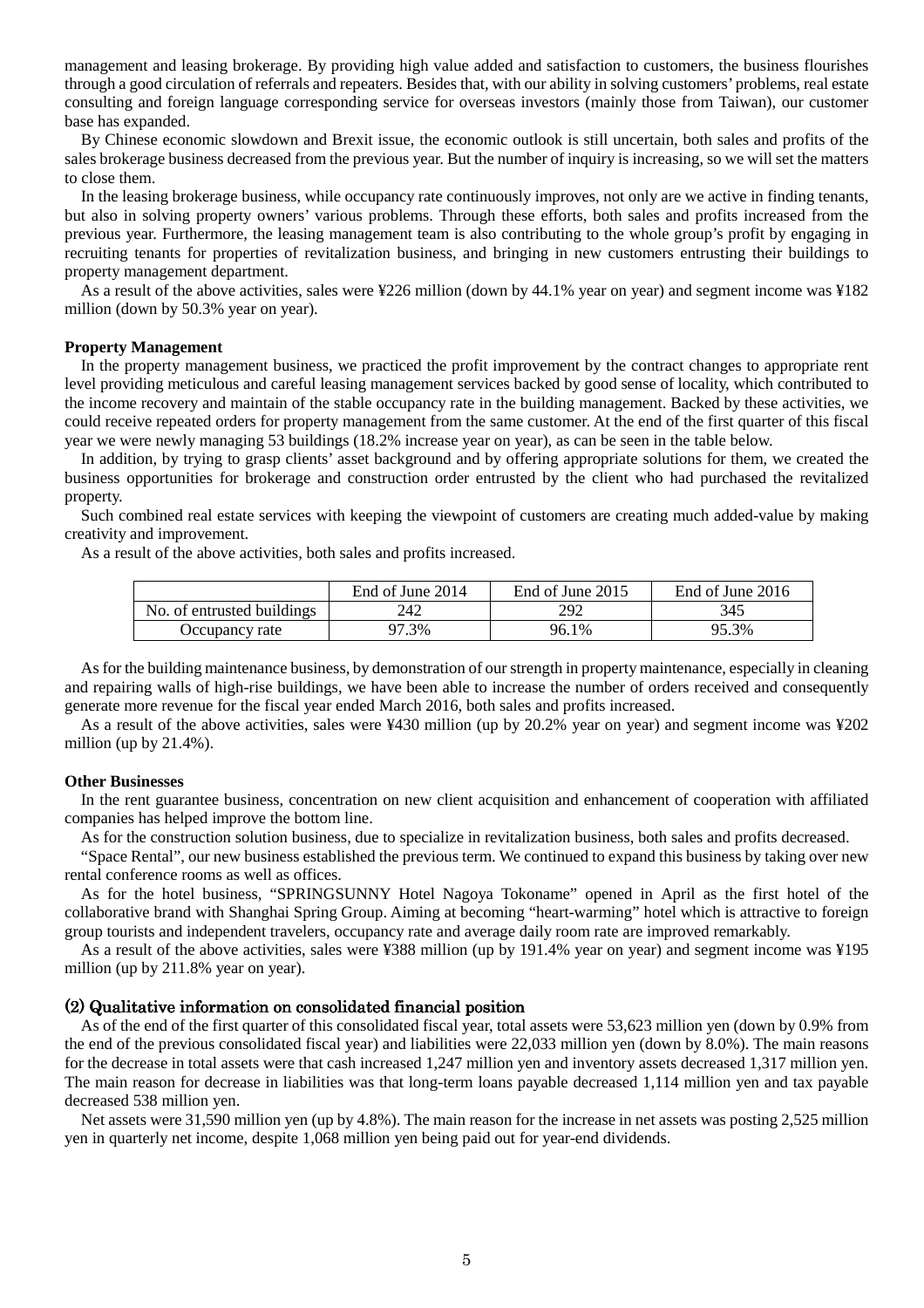management and leasing brokerage. By providing high value added and satisfaction to customers, the business flourishes through a good circulation of referrals and repeaters. Besides that, with our ability in solving customers' problems, real estate consulting and foreign language corresponding service for overseas investors (mainly those from Taiwan), our customer base has expanded.

By Chinese economic slowdown and Brexit issue, the economic outlook is still uncertain, both sales and profits of the sales brokerage business decreased from the previous year. But the number of inquiry is increasing, so we will set the matters to close them.

In the leasing brokerage business, while occupancy rate continuously improves, not only are we active in finding tenants, but also in solving property owners' various problems. Through these efforts, both sales and profits increased from the previous year. Furthermore, the leasing management team is also contributing to the whole group's profit by engaging in recruiting tenants for properties of revitalization business, and bringing in new customers entrusting their buildings to property management department.

As a result of the above activities, sales were ¥226 million (down by 44.1% year on year) and segment income was ¥182 million (down by 50.3% year on year).

**Property Management**

In the property management business, we practiced the profit improvement by the contract changes to appropriate rent level providing meticulous and careful leasing management services backed by good sense of locality, which contributed to the income recovery and maintain of the stable occupancy rate in the building management. Backed by these activities, we could receive repeated orders for property management from the same customer. At the end of the first quarter of this fiscal year we were newly managing 53 buildings (18.2% increase year on year), as can be seen in the table below.

In addition, by trying to grasp clients' asset background and by offering appropriate solutions for them, we created the business opportunities for brokerage and construction order entrusted by the client who had purchased the revitalized property.

Such combined real estate services with keeping the viewpoint of customers are creating much added-value by making creativity and improvement.

As a result of the above activities, both sales and profits increased.

| | End of June 2014 | End of June 2015 | End of June 2016 |
|---|---|---|---|
| No. of entrusted buildings | 242 | 292 | 345 |
| Occupancy rate | 97.3% | 96.1% | 95.3% |

As for the building maintenance business, by demonstration of our strength in property maintenance, especially in cleaning and repairing walls of high-rise buildings, we have been able to increase the number of orders received and consequently generate more revenue for the fiscal year ended March 2016, both sales and profits increased.

As a result of the above activities, sales were ¥430 million (up by 20.2% year on year) and segment income was ¥202 million (up by 21.4%).

**Other Businesses**

In the rent guarantee business, concentration on new client acquisition and enhancement of cooperation with affiliated companies has helped improve the bottom line.

As for the construction solution business, due to specialize in revitalization business, both sales and profits decreased.

"Space Rental", our new business established the previous term. We continued to expand this business by taking over new rental conference rooms as well as offices.

As for the hotel business, "SPRINGSUNNY Hotel Nagoya Tokoname" opened in April as the first hotel of the collaborative brand with Shanghai Spring Group. Aiming at becoming "heart-warming" hotel which is attractive to foreign group tourists and independent travelers, occupancy rate and average daily room rate are improved remarkably.

As a result of the above activities, sales were ¥388 million (up by 191.4% year on year) and segment income was ¥195 million (up by 211.8% year on year).

### (2) Qualitative information on consolidated financial position

As of the end of the first quarter of this consolidated fiscal year, total assets were 53,623 million yen (down by 0.9% from the end of the previous consolidated fiscal year) and liabilities were 22,033 million yen (down by 8.0%). The main reasons for the decrease in total assets were that cash increased 1,247 million yen and inventory assets decreased 1,317 million yen. The main reason for decrease in liabilities was that long-term loans payable decreased 1,114 million yen and tax payable decreased 538 million yen.

Net assets were 31,590 million yen (up by 4.8%). The main reason for the increase in net assets was posting 2,525 million yen in quarterly net income, despite 1,068 million yen being paid out for year-end dividends.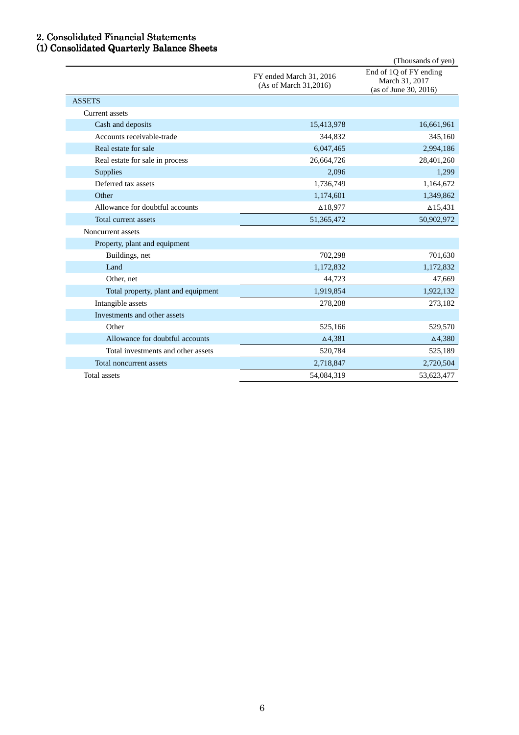## 2. Consolidated Financial Statements

### (1) Consolidated Quarterly Balance Sheets

(Thousands of yen)

| | FY ended March 31, 2016 (As of March 31,2016) | End of 1Q of FY ending March 31, 2017 (as of June 30, 2016) |
|---|---|---|
| ASSETS | | |
| Current assets | | |
| Cash and deposits | 15,413,978 | 16,661,961 |
| Accounts receivable-trade | 344,832 | 345,160 |
| Real estate for sale | 6,047,465 | 2,994,186 |
| Real estate for sale in process | 26,664,726 | 28,401,260 |
| Supplies | 2,096 | 1,299 |
| Deferred tax assets | 1,736,749 | 1,164,672 |
| Other | 1,174,601 | 1,349,862 |
| Allowance for doubtful accounts | △18,977 | △15,431 |
| Total current assets | 51,365,472 | 50,902,972 |
| Noncurrent assets | | |
| Property, plant and equipment | | |
| Buildings, net | 702,298 | 701,630 |
| Land | 1,172,832 | 1,172,832 |
| Other, net | 44,723 | 47,669 |
| Total property, plant and equipment | 1,919,854 | 1,922,132 |
| Intangible assets | 278,208 | 273,182 |
| Investments and other assets | | |
| Other | 525,166 | 529,570 |
| Allowance for doubtful accounts | △4,381 | △4,380 |
| Total investments and other assets | 520,784 | 525,189 |
| Total noncurrent assets | 2,718,847 | 2,720,504 |
| Total assets | 54,084,319 | 53,623,477 |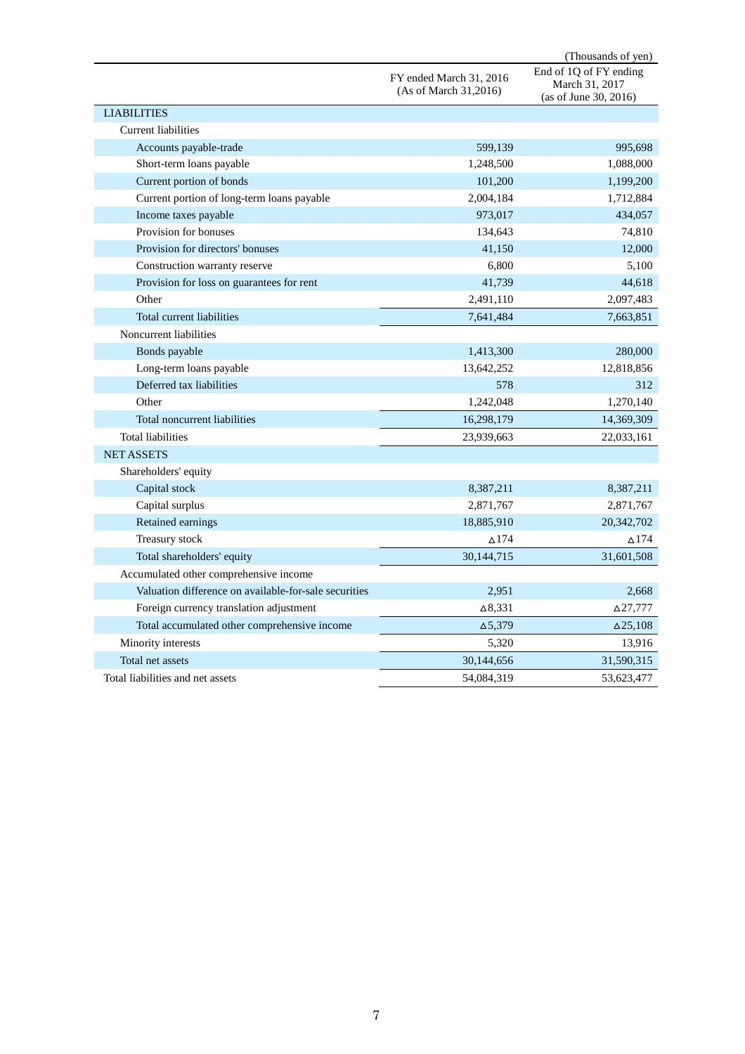(Thousands of yen)

| | FY ended March 31, 2016 (As of March 31,2016) | End of 1Q of FY ending March 31, 2017 (as of June 30, 2016) |
|---|---|---|
| LIABILITIES | | |
| Current liabilities | | |
| Accounts payable-trade | 599,139 | 995,698 |
| Short-term loans payable | 1,248,500 | 1,088,000 |
| Current portion of bonds | 101,200 | 1,199,200 |
| Current portion of long-term loans payable | 2,004,184 | 1,712,884 |
| Income taxes payable | 973,017 | 434,057 |
| Provision for bonuses | 134,643 | 74,810 |
| Provision for directors' bonuses | 41,150 | 12,000 |
| Construction warranty reserve | 6,800 | 5,100 |
| Provision for loss on guarantees for rent | 41,739 | 44,618 |
| Other | 2,491,110 | 2,097,483 |
| Total current liabilities | 7,641,484 | 7,663,851 |
| Noncurrent liabilities | | |
| Bonds payable | 1,413,300 | 280,000 |
| Long-term loans payable | 13,642,252 | 12,818,856 |
| Deferred tax liabilities | 578 | 312 |
| Other | 1,242,048 | 1,270,140 |
| Total noncurrent liabilities | 16,298,179 | 14,369,309 |
| Total liabilities | 23,939,663 | 22,033,161 |
| NET ASSETS | | |
| Shareholders' equity | | |
| Capital stock | 8,387,211 | 8,387,211 |
| Capital surplus | 2,871,767 | 2,871,767 |
| Retained earnings | 18,885,910 | 20,342,702 |
| Treasury stock | △174 | △174 |
| Total shareholders' equity | 30,144,715 | 31,601,508 |
| Accumulated other comprehensive income | | |
| Valuation difference on available-for-sale securities | 2,951 | 2,668 |
| Foreign currency translation adjustment | △8,331 | △27,777 |
| Total accumulated other comprehensive income | △5,379 | △25,108 |
| Minority interests | 5,320 | 13,916 |
| Total net assets | 30,144,656 | 31,590,315 |
| Total liabilities and net assets | 54,084,319 | 53,623,477 |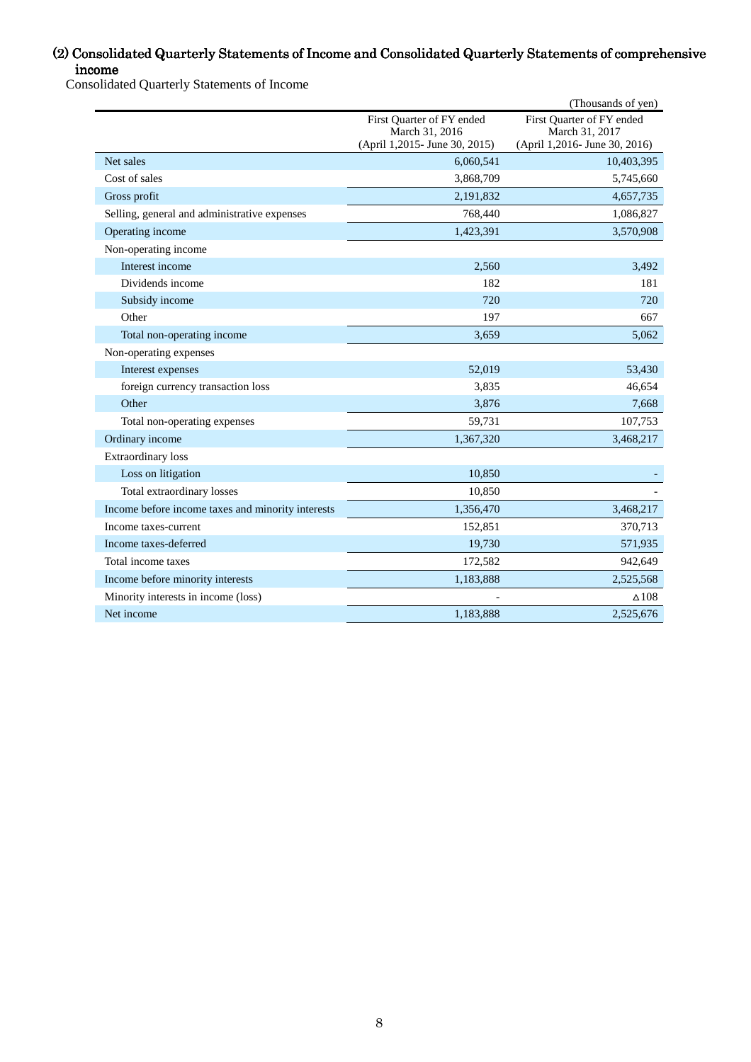## (2) Consolidated Quarterly Statements of Income and Consolidated Quarterly Statements of comprehensive income

Consolidated Quarterly Statements of Income

(Thousands of yen)

| | First Quarter of FY ended March 31, 2016 (April 1,2015- June 30, 2015) | First Quarter of FY ended March 31, 2017 (April 1,2016- June 30, 2016) |
|---|---|---|
| Net sales | 6,060,541 | 10,403,395 |
| Cost of sales | 3,868,709 | 5,745,660 |
| Gross profit | 2,191,832 | 4,657,735 |
| Selling, general and administrative expenses | 768,440 | 1,086,827 |
| Operating income | 1,423,391 | 3,570,908 |
| Non-operating income | | |
| Interest income | 2,560 | 3,492 |
| Dividends income | 182 | 181 |
| Subsidy income | 720 | 720 |
| Other | 197 | 667 |
| Total non-operating income | 3,659 | 5,062 |
| Non-operating expenses | | |
| Interest expenses | 52,019 | 53,430 |
| foreign currency transaction loss | 3,835 | 46,654 |
| Other | 3,876 | 7,668 |
| Total non-operating expenses | 59,731 | 107,753 |
| Ordinary income | 1,367,320 | 3,468,217 |
| Extraordinary loss | | |
| Loss on litigation | 10,850 | - |
| Total extraordinary losses | 10,850 | - |
| Income before income taxes and minority interests | 1,356,470 | 3,468,217 |
| Income taxes-current | 152,851 | 370,713 |
| Income taxes-deferred | 19,730 | 571,935 |
| Total income taxes | 172,582 | 942,649 |
| Income before minority interests | 1,183,888 | 2,525,568 |
| Minority interests in income (loss) | - | △108 |
| Net income | 1,183,888 | 2,525,676 |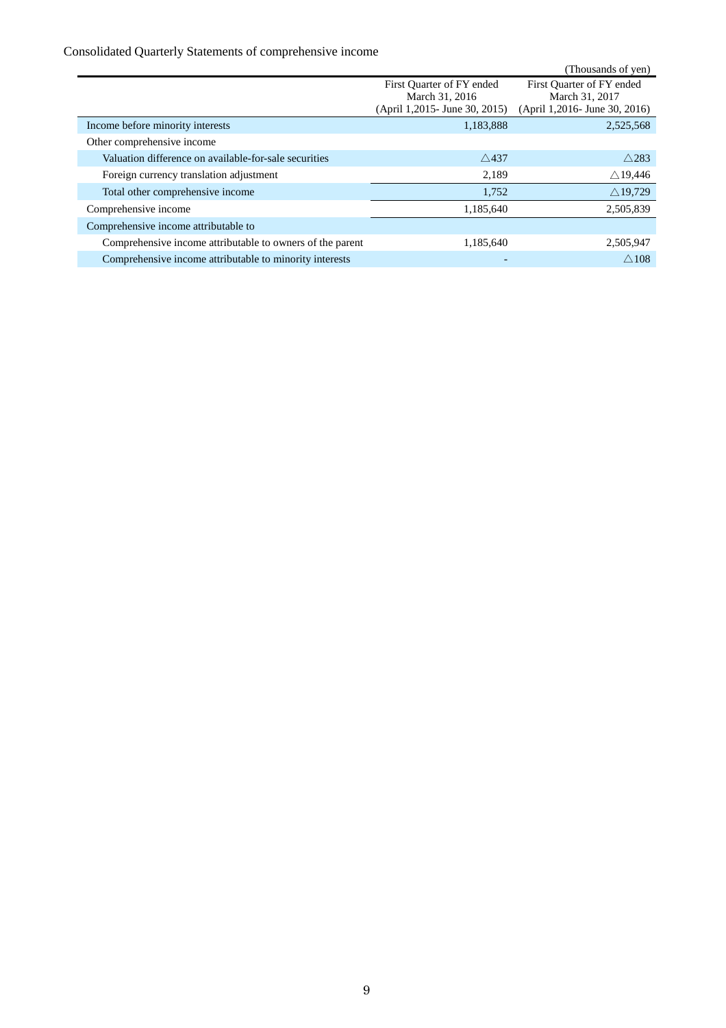Consolidated Quarterly Statements of comprehensive income

(Thousands of yen)

| | First Quarter of FY ended March 31, 2016 (April 1,2015- June 30, 2015) | First Quarter of FY ended March 31, 2017 (April 1,2016- June 30, 2016) |
|---|---|---|
| Income before minority interests | 1,183,888 | 2,525,568 |
| Other comprehensive income | | |
| Valuation difference on available-for-sale securities | △437 | △283 |
| Foreign currency translation adjustment | 2,189 | △19,446 |
| Total other comprehensive income | 1,752 | △19,729 |
| Comprehensive income | 1,185,640 | 2,505,839 |
| Comprehensive income attributable to | | |
| Comprehensive income attributable to owners of the parent | 1,185,640 | 2,505,947 |
| Comprehensive income attributable to minority interests | - | △108 |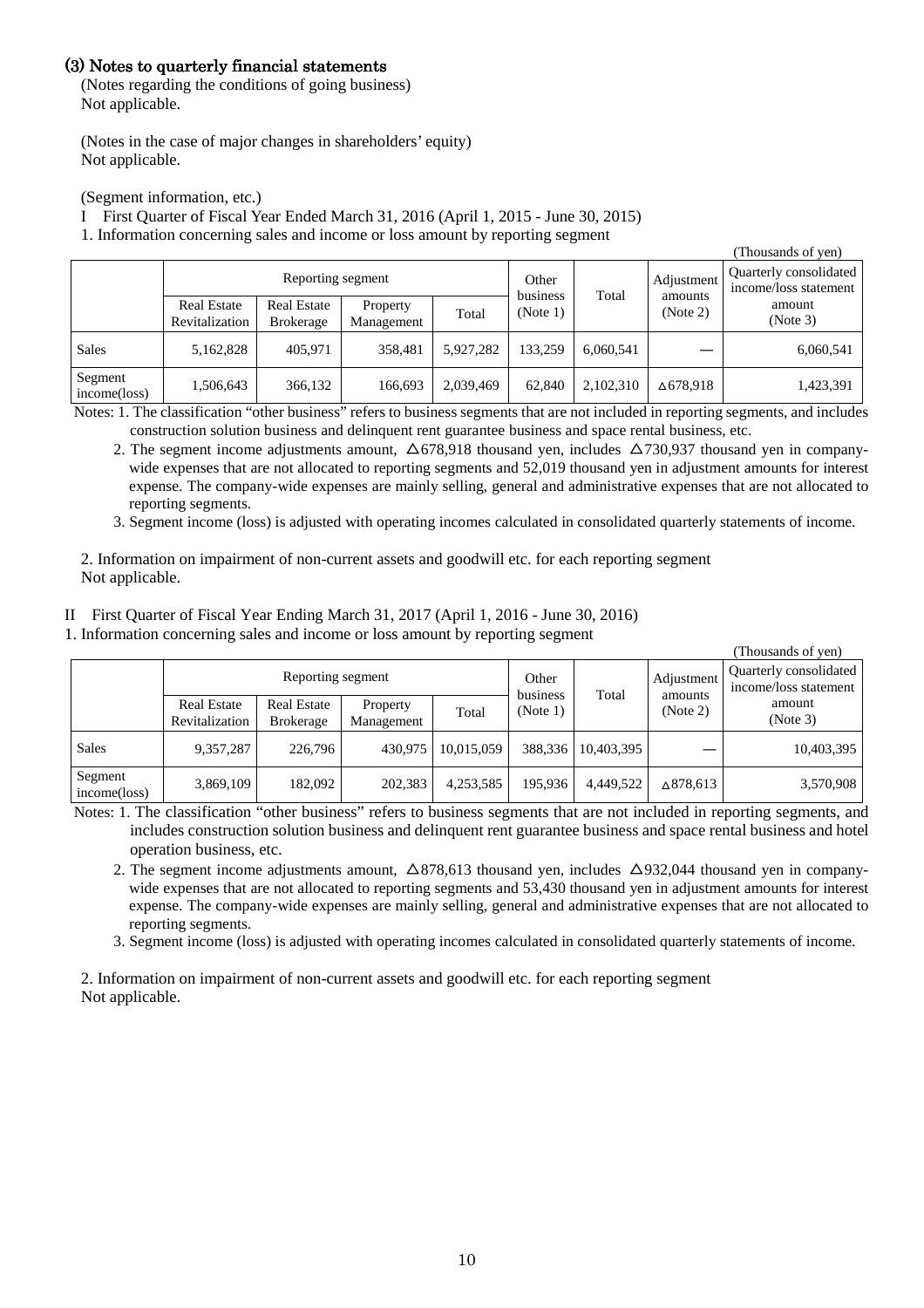### (3) Notes to quarterly financial statements

(Notes regarding the conditions of going business)
Not applicable.

(Notes in the case of major changes in shareholders' equity)
Not applicable.

(Segment information, etc.)

I First Quarter of Fiscal Year Ended March 31, 2016 (April 1, 2015 - June 30, 2015)

1. Information concerning sales and income or loss amount by reporting segment

(Thousands of yen)

| | Reporting segment | | | | Other business (Note 1) | Total | Adjustment amounts (Note 2) | Quarterly consolidated income/loss statement amount (Note 3) |
|---|---|---|---|---|---|---|---|---|
| | Real Estate Revitalization | Real Estate Brokerage | Property Management | Total | | | | |
| Sales | 5,162,828 | 405,971 | 358,481 | 5,927,282 | 133,259 | 6,060,541 | — | 6,060,541 |
| Segment income(loss) | 1,506,643 | 366,132 | 166,693 | 2,039,469 | 62,840 | 2,102,310 | △678,918 | 1,423,391 |

Notes: 1. The classification "other business" refers to business segments that are not included in reporting segments, and includes construction solution business and delinquent rent guarantee business and space rental business, etc.

2. The segment income adjustments amount, △678,918 thousand yen, includes △730,937 thousand yen in company-wide expenses that are not allocated to reporting segments and 52,019 thousand yen in adjustment amounts for interest expense. The company-wide expenses are mainly selling, general and administrative expenses that are not allocated to reporting segments.

3. Segment income (loss) is adjusted with operating incomes calculated in consolidated quarterly statements of income.

2. Information on impairment of non-current assets and goodwill etc. for each reporting segment
Not applicable.

II First Quarter of Fiscal Year Ending March 31, 2017 (April 1, 2016 - June 30, 2016)

1. Information concerning sales and income or loss amount by reporting segment

(Thousands of yen)

| | Reporting segment | | | | Other business (Note 1) | Total | Adjustment amounts (Note 2) | Quarterly consolidated income/loss statement amount (Note 3) |
|---|---|---|---|---|---|---|---|---|
| | Real Estate Revitalization | Real Estate Brokerage | Property Management | Total | | | | |
| Sales | 9,357,287 | 226,796 | 430,975 | 10,015,059 | 388,336 | 10,403,395 | — | 10,403,395 |
| Segment income(loss) | 3,869,109 | 182,092 | 202,383 | 4,253,585 | 195,936 | 4,449,522 | △878,613 | 3,570,908 |

Notes: 1. The classification "other business" refers to business segments that are not included in reporting segments, and includes construction solution business and delinquent rent guarantee business and space rental business and hotel operation business, etc.

2. The segment income adjustments amount, △878,613 thousand yen, includes △932,044 thousand yen in company-wide expenses that are not allocated to reporting segments and 53,430 thousand yen in adjustment amounts for interest expense. The company-wide expenses are mainly selling, general and administrative expenses that are not allocated to reporting segments.

3. Segment income (loss) is adjusted with operating incomes calculated in consolidated quarterly statements of income.

2. Information on impairment of non-current assets and goodwill etc. for each reporting segment
Not applicable.